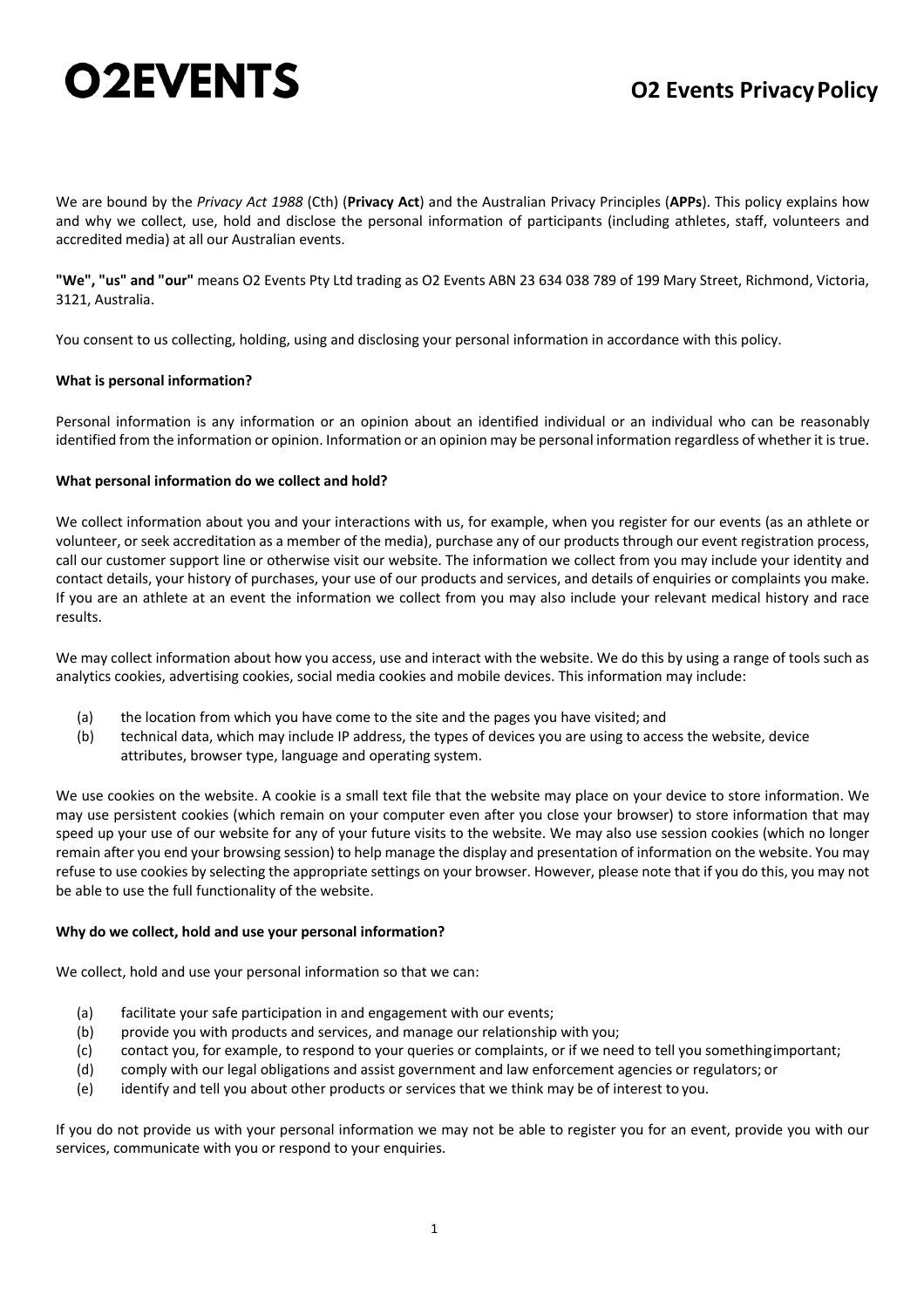# O2EVENTS

## O2 Events Privacy Policy

We are bound by the *Privacy Act 1988* (Cth) (**Privacy Act**) and the Australian Privacy Principles (**APPs**). This policy explains how and why we collect, use, hold and disclose the personal information of participants (including athletes, staff, volunteers and accredited media) at all our Australian events.

**"We", "us" and "our"** means O2 Events Pty Ltd trading as O2 Events ABN 23 634 038 789 of 199 Mary Street, Richmond, Victoria, 3121, Australia.

You consent to us collecting, holding, using and disclosing your personal information in accordance with this policy.

### What is personal information?

Personal information is any information or an opinion about an identified individual or an individual who can be reasonably identified from the information or opinion. Information or an opinion may be personal information regardless of whether it is true.

### What personal information do we collect and hold?

We collect information about you and your interactions with us, for example, when you register for our events (as an athlete or volunteer, or seek accreditation as a member of the media), purchase any of our products through our event registration process, call our customer support line or otherwise visit our website. The information we collect from you may include your identity and contact details, your history of purchases, your use of our products and services, and details of enquiries or complaints you make. If you are an athlete at an event the information we collect from you may also include your relevant medical history and race results.

We may collect information about how you access, use and interact with the website. We do this by using a range of tools such as analytics cookies, advertising cookies, social media cookies and mobile devices. This information may include:

(a) the location from which you have come to the site and the pages you have visited; and

(b) technical data, which may include IP address, the types of devices you are using to access the website, device attributes, browser type, language and operating system.

We use cookies on the website. A cookie is a small text file that the website may place on your device to store information. We may use persistent cookies (which remain on your computer even after you close your browser) to store information that may speed up your use of our website for any of your future visits to the website. We may also use session cookies (which no longer remain after you end your browsing session) to help manage the display and presentation of information on the website. You may refuse to use cookies by selecting the appropriate settings on your browser. However, please note that if you do this, you may not be able to use the full functionality of the website.

### Why do we collect, hold and use your personal information?

We collect, hold and use your personal information so that we can:

(a) facilitate your safe participation in and engagement with our events;

(b) provide you with products and services, and manage our relationship with you;

(c) contact you, for example, to respond to your queries or complaints, or if we need to tell you something important;

(d) comply with our legal obligations and assist government and law enforcement agencies or regulators; or

(e) identify and tell you about other products or services that we think may be of interest to you.

If you do not provide us with your personal information we may not be able to register you for an event, provide you with our services, communicate with you or respond to your enquiries.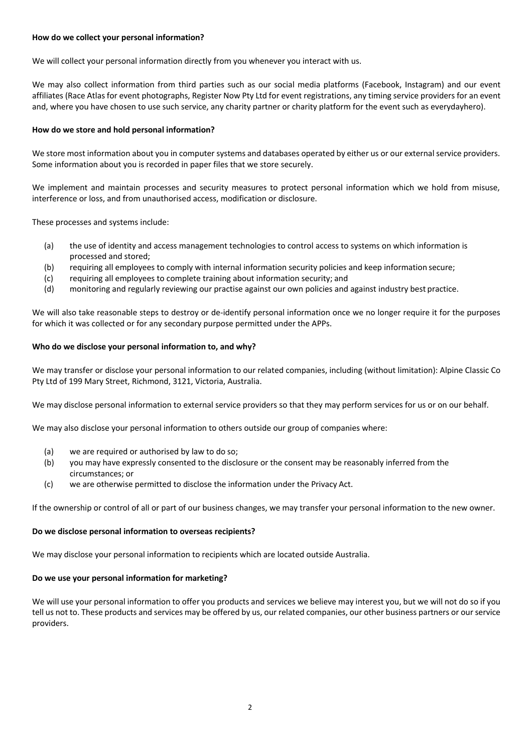**How do we collect your personal information?**

We will collect your personal information directly from you whenever you interact with us.

We may also collect information from third parties such as our social media platforms (Facebook, Instagram) and our event affiliates (Race Atlas for event photographs, Register Now Pty Ltd for event registrations, any timing service providers for an event and, where you have chosen to use such service, any charity partner or charity platform for the event such as everydayhero).

**How do we store and hold personal information?**

We store most information about you in computer systems and databases operated by either us or our external service providers. Some information about you is recorded in paper files that we store securely.

We implement and maintain processes and security measures to protect personal information which we hold from misuse, interference or loss, and from unauthorised access, modification or disclosure.

These processes and systems include:

- (a) the use of identity and access management technologies to control access to systems on which information is processed and stored;
- (b) requiring all employees to comply with internal information security policies and keep information secure;
- (c) requiring all employees to complete training about information security; and
- (d) monitoring and regularly reviewing our practise against our own policies and against industry best practice.

We will also take reasonable steps to destroy or de-identify personal information once we no longer require it for the purposes for which it was collected or for any secondary purpose permitted under the APPs.

**Who do we disclose your personal information to, and why?**

We may transfer or disclose your personal information to our related companies, including (without limitation): Alpine Classic Co Pty Ltd of 199 Mary Street, Richmond, 3121, Victoria, Australia.

We may disclose personal information to external service providers so that they may perform services for us or on our behalf.

We may also disclose your personal information to others outside our group of companies where:

- (a) we are required or authorised by law to do so;
- (b) you may have expressly consented to the disclosure or the consent may be reasonably inferred from the circumstances; or
- (c) we are otherwise permitted to disclose the information under the Privacy Act.

If the ownership or control of all or part of our business changes, we may transfer your personal information to the new owner.

**Do we disclose personal information to overseas recipients?**

We may disclose your personal information to recipients which are located outside Australia.

**Do we use your personal information for marketing?**

We will use your personal information to offer you products and services we believe may interest you, but we will not do so if you tell us not to. These products and services may be offered by us, our related companies, our other business partners or our service providers.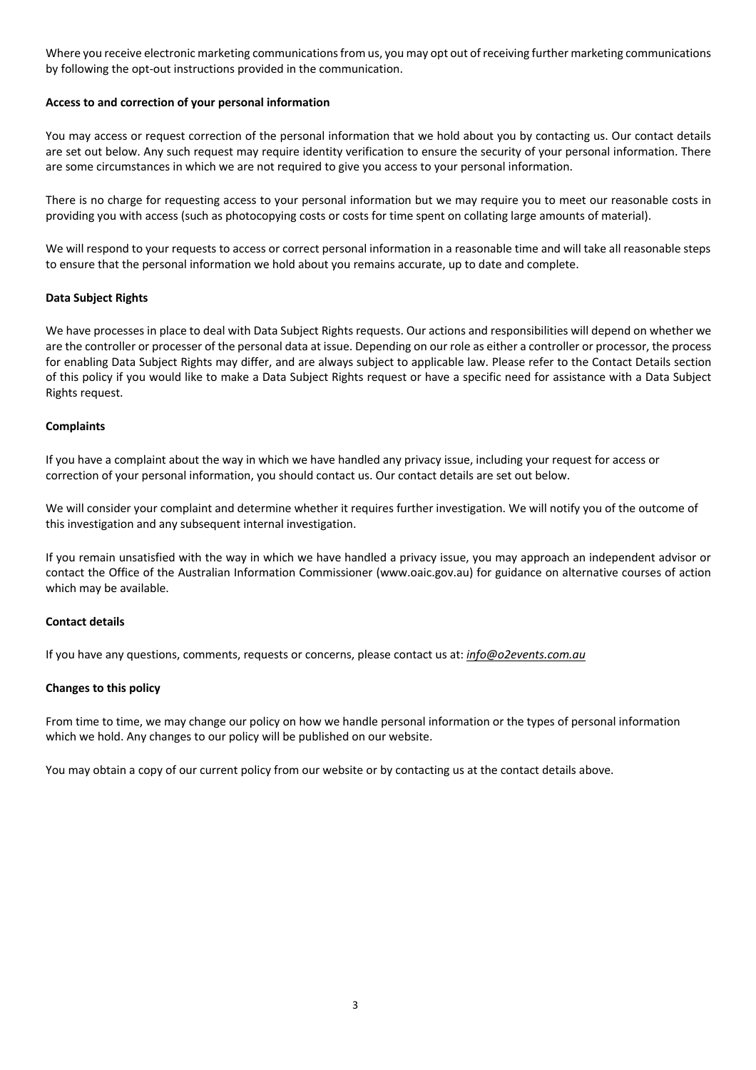Where you receive electronic marketing communications from us, you may opt out of receiving further marketing communications by following the opt-out instructions provided in the communication.

**Access to and correction of your personal information**

You may access or request correction of the personal information that we hold about you by contacting us. Our contact details are set out below. Any such request may require identity verification to ensure the security of your personal information. There are some circumstances in which we are not required to give you access to your personal information.

There is no charge for requesting access to your personal information but we may require you to meet our reasonable costs in providing you with access (such as photocopying costs or costs for time spent on collating large amounts of material).

We will respond to your requests to access or correct personal information in a reasonable time and will take all reasonable steps to ensure that the personal information we hold about you remains accurate, up to date and complete.

**Data Subject Rights**

We have processes in place to deal with Data Subject Rights requests. Our actions and responsibilities will depend on whether we are the controller or processer of the personal data at issue. Depending on our role as either a controller or processor, the process for enabling Data Subject Rights may differ, and are always subject to applicable law. Please refer to the Contact Details section of this policy if you would like to make a Data Subject Rights request or have a specific need for assistance with a Data Subject Rights request.

**Complaints**

If you have a complaint about the way in which we have handled any privacy issue, including your request for access or correction of your personal information, you should contact us. Our contact details are set out below.

We will consider your complaint and determine whether it requires further investigation. We will notify you of the outcome of this investigation and any subsequent internal investigation.

If you remain unsatisfied with the way in which we have handled a privacy issue, you may approach an independent advisor or contact the Office of the Australian Information Commissioner (www.oaic.gov.au) for guidance on alternative courses of action which may be available.

**Contact details**

If you have any questions, comments, requests or concerns, please contact us at: ***info@o2events.com.au***

**Changes to this policy**

From time to time, we may change our policy on how we handle personal information or the types of personal information which we hold. Any changes to our policy will be published on our website.

You may obtain a copy of our current policy from our website or by contacting us at the contact details above.